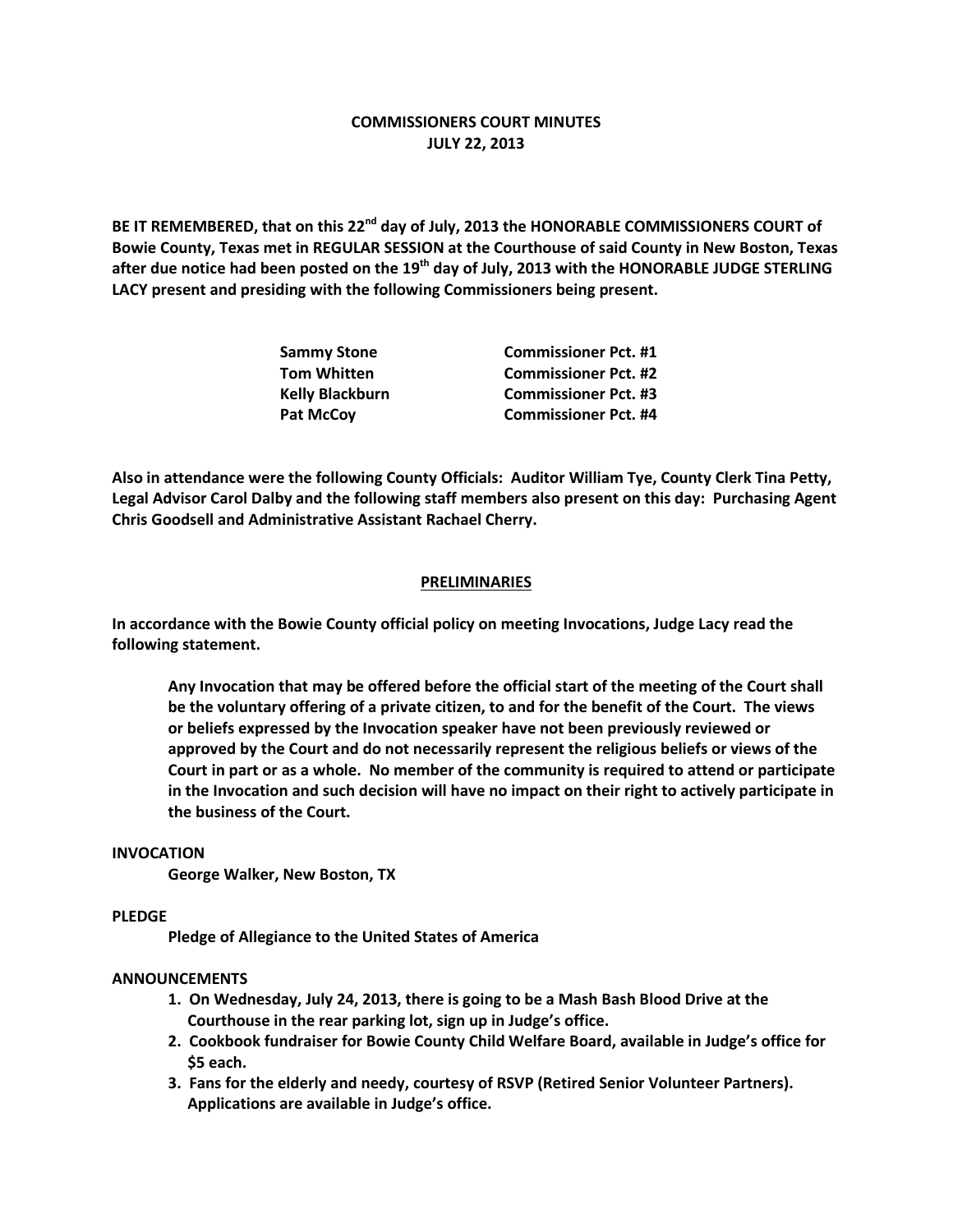# COMMISSIONERS COURT MINUTES
# JULY 22, 2013

**BE IT REMEMBERED, that on this 22nd day of July, 2013 the HONORABLE COMMISSIONERS COURT of Bowie County, Texas met in REGULAR SESSION at the Courthouse of said County in New Boston, Texas after due notice had been posted on the 19th day of July, 2013 with the HONORABLE JUDGE STERLING LACY present and presiding with the following Commissioners being present.**

| | |
|---|---|
| **Sammy Stone** | **Commissioner Pct. #1** |
| **Tom Whitten** | **Commissioner Pct. #2** |
| **Kelly Blackburn** | **Commissioner Pct. #3** |
| **Pat McCoy** | **Commissioner Pct. #4** |

**Also in attendance were the following County Officials: Auditor William Tye, County Clerk Tina Petty, Legal Advisor Carol Dalby and the following staff members also present on this day: Purchasing Agent Chris Goodsell and Administrative Assistant Rachael Cherry.**

## PRELIMINARIES

**In accordance with the Bowie County official policy on meeting Invocations, Judge Lacy read the following statement.**

> **Any Invocation that may be offered before the official start of the meeting of the Court shall be the voluntary offering of a private citizen, to and for the benefit of the Court. The views or beliefs expressed by the Invocation speaker have not been previously reviewed or approved by the Court and do not necessarily represent the religious beliefs or views of the Court in part or as a whole. No member of the community is required to attend or participate in the Invocation and such decision will have no impact on their right to actively participate in the business of the Court.**

**INVOCATION**

**George Walker, New Boston, TX**

**PLEDGE**

**Pledge of Allegiance to the United States of America**

**ANNOUNCEMENTS**

1. **On Wednesday, July 24, 2013, there is going to be a Mash Bash Blood Drive at the Courthouse in the rear parking lot, sign up in Judge's office.**
2. **Cookbook fundraiser for Bowie County Child Welfare Board, available in Judge's office for $5 each.**
3. **Fans for the elderly and needy, courtesy of RSVP (Retired Senior Volunteer Partners). Applications are available in Judge's office.**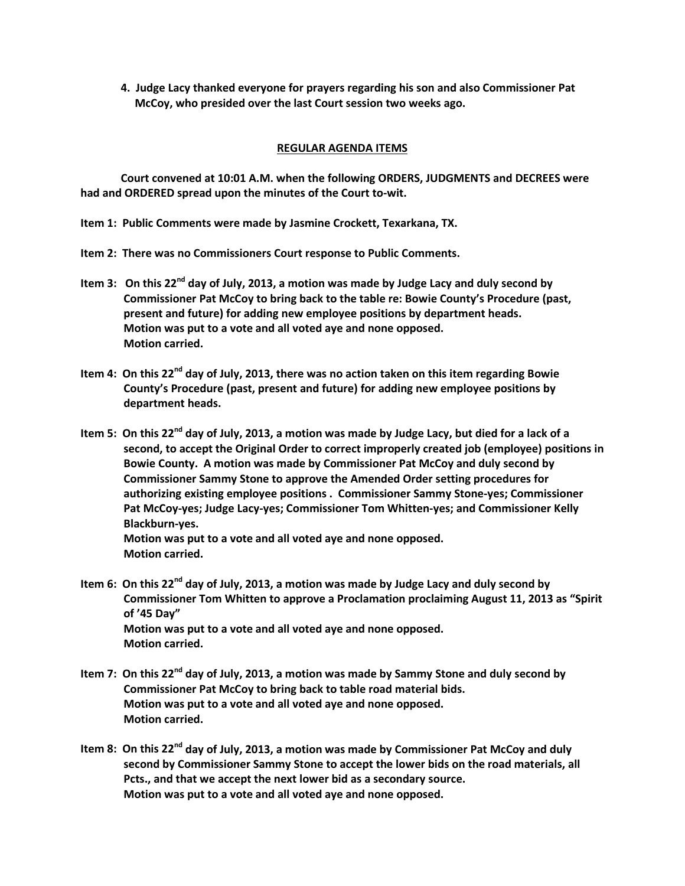**4. Judge Lacy thanked everyone for prayers regarding his son and also Commissioner Pat McCoy, who presided over the last Court session two weeks ago.**

## REGULAR AGENDA ITEMS

**Court convened at 10:01 A.M. when the following ORDERS, JUDGMENTS and DECREES were had and ORDERED spread upon the minutes of the Court to-wit.**

**Item 1: Public Comments were made by Jasmine Crockett, Texarkana, TX.**

**Item 2: There was no Commissioners Court response to Public Comments.**

**Item 3: On this 22nd day of July, 2013, a motion was made by Judge Lacy and duly second by Commissioner Pat McCoy to bring back to the table re: Bowie County's Procedure (past, present and future) for adding new employee positions by department heads.
Motion was put to a vote and all voted aye and none opposed.
Motion carried.**

**Item 4: On this 22nd day of July, 2013, there was no action taken on this item regarding Bowie County's Procedure (past, present and future) for adding new employee positions by department heads.**

**Item 5: On this 22nd day of July, 2013, a motion was made by Judge Lacy, but died for a lack of a second, to accept the Original Order to correct improperly created job (employee) positions in Bowie County. A motion was made by Commissioner Pat McCoy and duly second by Commissioner Sammy Stone to approve the Amended Order setting procedures for authorizing existing employee positions . Commissioner Sammy Stone-yes; Commissioner Pat McCoy-yes; Judge Lacy-yes; Commissioner Tom Whitten-yes; and Commissioner Kelly Blackburn-yes.
Motion was put to a vote and all voted aye and none opposed.
Motion carried.**

**Item 6: On this 22nd day of July, 2013, a motion was made by Judge Lacy and duly second by Commissioner Tom Whitten to approve a Proclamation proclaiming August 11, 2013 as "Spirit of '45 Day"
Motion was put to a vote and all voted aye and none opposed.
Motion carried.**

**Item 7: On this 22nd day of July, 2013, a motion was made by Sammy Stone and duly second by Commissioner Pat McCoy to bring back to table road material bids.
Motion was put to a vote and all voted aye and none opposed.
Motion carried.**

**Item 8: On this 22nd day of July, 2013, a motion was made by Commissioner Pat McCoy and duly second by Commissioner Sammy Stone to accept the lower bids on the road materials, all Pcts., and that we accept the next lower bid as a secondary source.
Motion was put to a vote and all voted aye and none opposed.**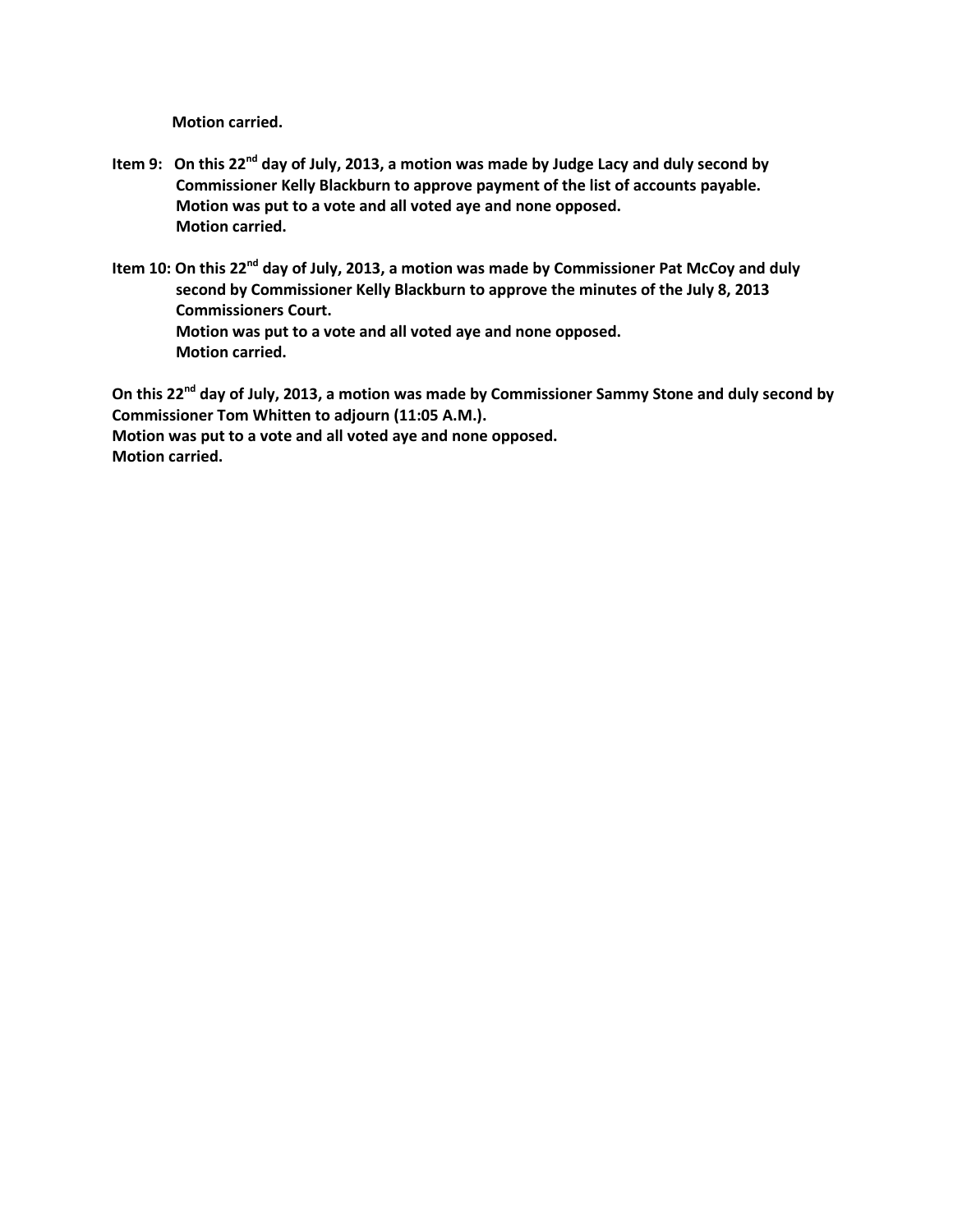**Motion carried.**

**Item 9: On this 22nd day of July, 2013, a motion was made by Judge Lacy and duly second by Commissioner Kelly Blackburn to approve payment of the list of accounts payable.**
**Motion was put to a vote and all voted aye and none opposed.**
**Motion carried.**

**Item 10: On this 22nd day of July, 2013, a motion was made by Commissioner Pat McCoy and duly second by Commissioner Kelly Blackburn to approve the minutes of the July 8, 2013 Commissioners Court.**
**Motion was put to a vote and all voted aye and none opposed.**
**Motion carried.**

**On this 22nd day of July, 2013, a motion was made by Commissioner Sammy Stone and duly second by Commissioner Tom Whitten to adjourn (11:05 A.M.).**
**Motion was put to a vote and all voted aye and none opposed.**
**Motion carried.**